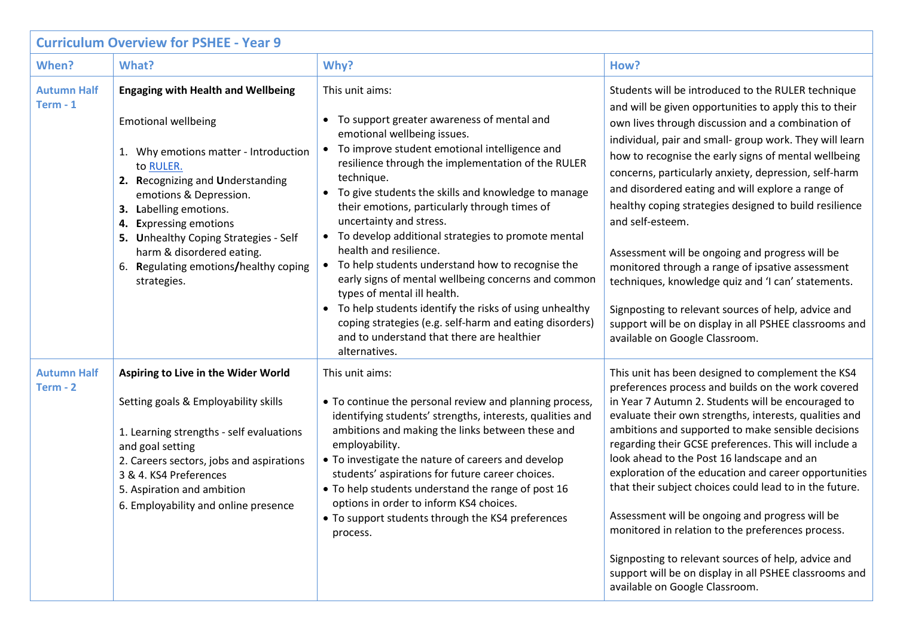| Curriculum Overview for PSHEE - Year 9 | | | |
|---|---|---|---|
| **When?** | **What?** | **Why?** | **How?** |
| Autumn Half Term - 1 | **Engaging with Health and Wellbeing**<br><br>Emotional wellbeing<br><br>1. Why emotions matter - Introduction to [RULER.](RULER.)<br>2. **R**ecognizing and **U**nderstanding emotions & Depression.<br>3. **L**abelling emotions.<br>4. **E**xpressing emotions<br>5. **U**nhealthy Coping Strategies - Self harm & disordered eating.<br>6. **R**egulating emotions**/**healthy coping strategies. | This unit aims:<br><br>• To support greater awareness of mental and emotional wellbeing issues.<br>• To improve student emotional intelligence and resilience through the implementation of the RULER technique.<br>• To give students the skills and knowledge to manage their emotions, particularly through times of uncertainty and stress.<br>• To develop additional strategies to promote mental health and resilience.<br>• To help students understand how to recognise the early signs of mental wellbeing concerns and common types of mental ill health.<br>• To help students identify the risks of using unhealthy coping strategies (e.g. self-harm and eating disorders) and to understand that there are healthier alternatives. | Students will be introduced to the RULER technique and will be given opportunities to apply this to their own lives through discussion and a combination of individual, pair and small- group work. They will learn how to recognise the early signs of mental wellbeing concerns, particularly anxiety, depression, self-harm and disordered eating and will explore a range of healthy coping strategies designed to build resilience and self-esteem.<br><br>Assessment will be ongoing and progress will be monitored through a range of ipsative assessment techniques, knowledge quiz and 'I can' statements.<br><br>Signposting to relevant sources of help, advice and support will be on display in all PSHEE classrooms and available on Google Classroom. |
| Autumn Half Term - 2 | **Aspiring to Live in the Wider World**<br><br>Setting goals & Employability skills<br><br>1. Learning strengths - self evaluations and goal setting<br>2. Careers sectors, jobs and aspirations<br>3 & 4. KS4 Preferences<br>5. Aspiration and ambition<br>6. Employability and online presence | This unit aims:<br><br>• To continue the personal review and planning process, identifying students' strengths, interests, qualities and ambitions and making the links between these and employability.<br>• To investigate the nature of careers and develop students' aspirations for future career choices.<br>• To help students understand the range of post 16 options in order to inform KS4 choices.<br>• To support students through the KS4 preferences process. | This unit has been designed to complement the KS4 preferences process and builds on the work covered in Year 7 Autumn 2. Students will be encouraged to evaluate their own strengths, interests, qualities and ambitions and supported to make sensible decisions regarding their GCSE preferences. This will include a look ahead to the Post 16 landscape and an exploration of the education and career opportunities that their subject choices could lead to in the future.<br><br>Assessment will be ongoing and progress will be monitored in relation to the preferences process.<br><br>Signposting to relevant sources of help, advice and support will be on display in all PSHEE classrooms and available on Google Classroom. |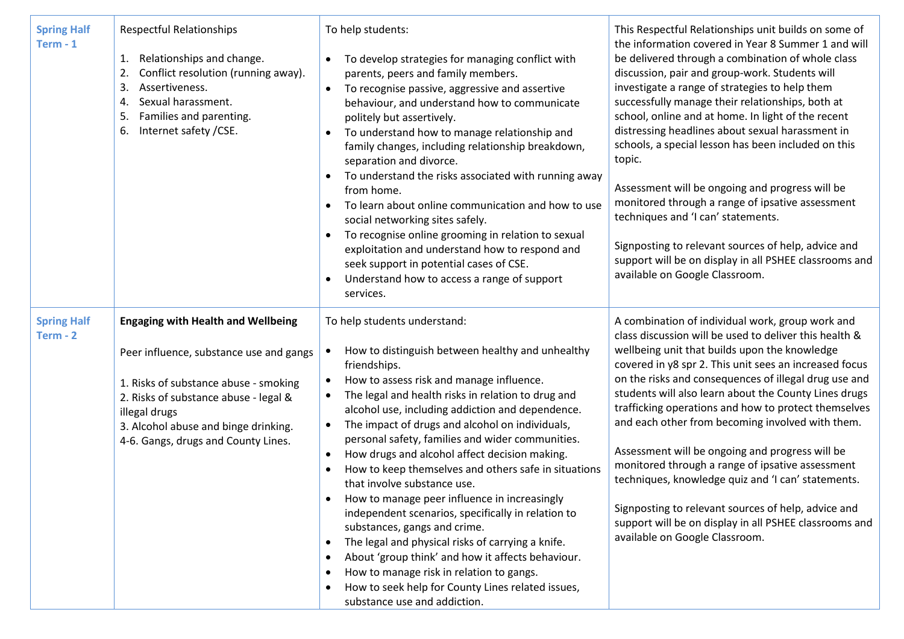| Spring Half Term - 1 | Respectful Relationships<br><br>1. Relationships and change.<br>2. Conflict resolution (running away).<br>3. Assertiveness.<br>4. Sexual harassment.<br>5. Families and parenting.<br>6. Internet safety /CSE. | To help students:<br><br>• To develop strategies for managing conflict with parents, peers and family members.<br>• To recognise passive, aggressive and assertive behaviour, and understand how to communicate politely but assertively.<br>• To understand how to manage relationship and family changes, including relationship breakdown, separation and divorce.<br>• To understand the risks associated with running away from home.<br>• To learn about online communication and how to use social networking sites safely.<br>• To recognise online grooming in relation to sexual exploitation and understand how to respond and seek support in potential cases of CSE.<br>• Understand how to access a range of support services. | This Respectful Relationships unit builds on some of the information covered in Year 8 Summer 1 and will be delivered through a combination of whole class discussion, pair and group-work. Students will investigate a range of strategies to help them successfully manage their relationships, both at school, online and at home. In light of the recent distressing headlines about sexual harassment in schools, a special lesson has been included on this topic.<br><br>Assessment will be ongoing and progress will be monitored through a range of ipsative assessment techniques and 'I can' statements.<br><br>Signposting to relevant sources of help, advice and support will be on display in all PSHEE classrooms and available on Google Classroom. |
|---|---|---|---|
| Spring Half Term - 2 | **Engaging with Health and Wellbeing**<br><br>Peer influence, substance use and gangs<br><br>1. Risks of substance abuse - smoking<br>2. Risks of substance abuse - legal & illegal drugs<br>3. Alcohol abuse and binge drinking.<br>4-6. Gangs, drugs and County Lines. | To help students understand:<br><br>• How to distinguish between healthy and unhealthy friendships.<br>• How to assess risk and manage influence.<br>• The legal and health risks in relation to drug and alcohol use, including addiction and dependence.<br>• The impact of drugs and alcohol on individuals, personal safety, families and wider communities.<br>• How drugs and alcohol affect decision making.<br>• How to keep themselves and others safe in situations that involve substance use.<br>• How to manage peer influence in increasingly independent scenarios, specifically in relation to substances, gangs and crime.<br>• The legal and physical risks of carrying a knife.<br>• About 'group think' and how it affects behaviour.<br>• How to manage risk in relation to gangs.<br>• How to seek help for County Lines related issues, substance use and addiction. | A combination of individual work, group work and class discussion will be used to deliver this health & wellbeing unit that builds upon the knowledge covered in y8 spr 2. This unit sees an increased focus on the risks and consequences of illegal drug use and students will also learn about the County Lines drugs trafficking operations and how to protect themselves and each other from becoming involved with them.<br><br>Assessment will be ongoing and progress will be monitored through a range of ipsative assessment techniques, knowledge quiz and 'I can' statements.<br><br>Signposting to relevant sources of help, advice and support will be on display in all PSHEE classrooms and available on Google Classroom. |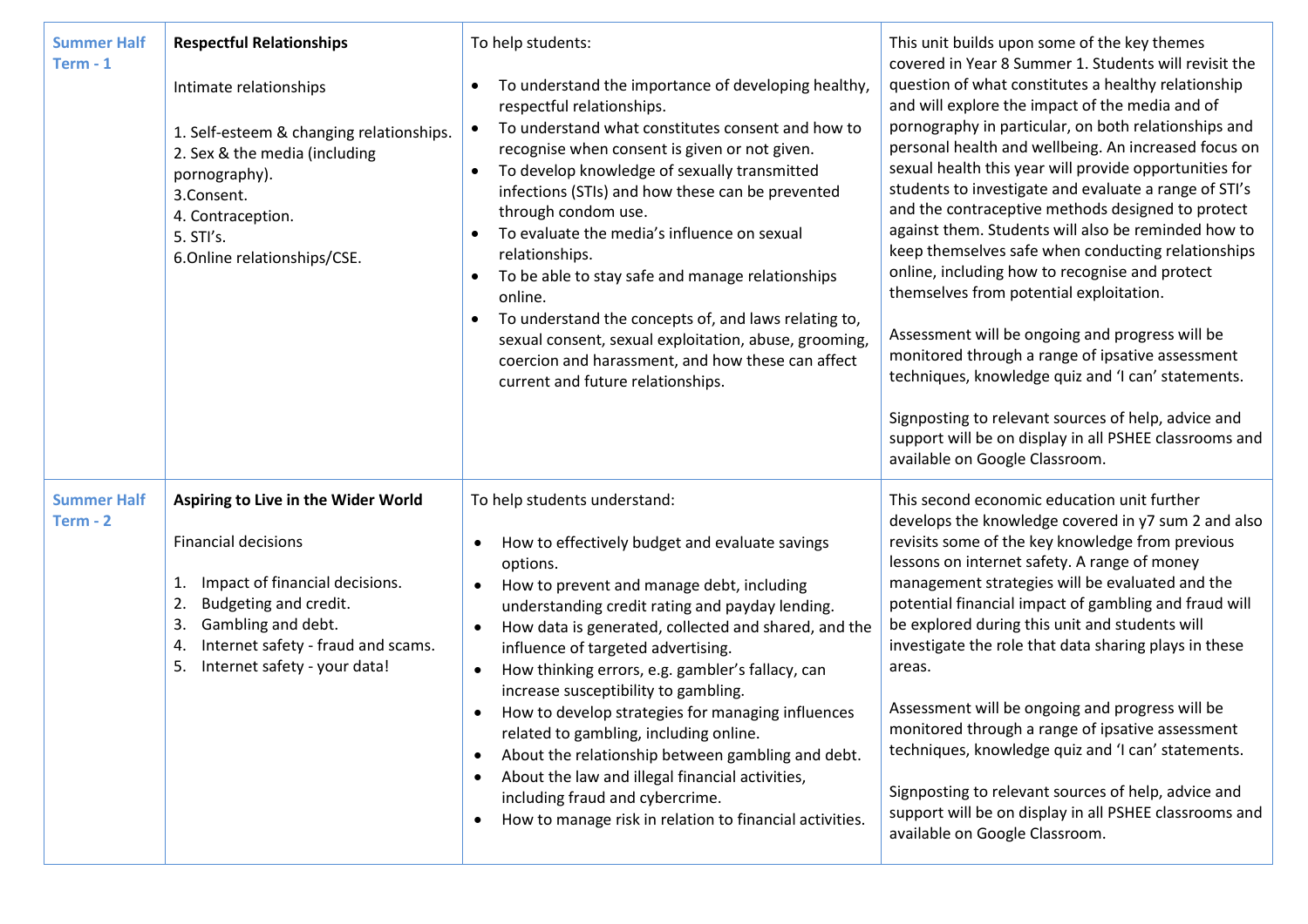| | | | |
|---|---|---|---|
| **Summer Half Term - 1** | **Respectful Relationships**<br><br>Intimate relationships<br><br>1. Self-esteem & changing relationships.<br>2. Sex & the media (including pornography).<br>3.Consent.<br>4. Contraception.<br>5. STI's.<br>6.Online relationships/CSE. | To help students:<br><br>• To understand the importance of developing healthy, respectful relationships.<br>• To understand what constitutes consent and how to recognise when consent is given or not given.<br>• To develop knowledge of sexually transmitted infections (STIs) and how these can be prevented through condom use.<br>• To evaluate the media's influence on sexual relationships.<br>• To be able to stay safe and manage relationships online.<br>• To understand the concepts of, and laws relating to, sexual consent, sexual exploitation, abuse, grooming, coercion and harassment, and how these can affect current and future relationships. | This unit builds upon some of the key themes covered in Year 8 Summer 1. Students will revisit the question of what constitutes a healthy relationship and will explore the impact of the media and of pornography in particular, on both relationships and personal health and wellbeing. An increased focus on sexual health this year will provide opportunities for students to investigate and evaluate a range of STI's and the contraceptive methods designed to protect against them. Students will also be reminded how to keep themselves safe when conducting relationships online, including how to recognise and protect themselves from potential exploitation.<br><br>Assessment will be ongoing and progress will be monitored through a range of ipsative assessment techniques, knowledge quiz and 'I can' statements.<br><br>Signposting to relevant sources of help, advice and support will be on display in all PSHEE classrooms and available on Google Classroom. |
| **Summer Half Term - 2** | **Aspiring to Live in the Wider World**<br><br>Financial decisions<br><br>1. Impact of financial decisions.<br>2. Budgeting and credit.<br>3. Gambling and debt.<br>4. Internet safety - fraud and scams.<br>5. Internet safety - your data! | To help students understand:<br><br>• How to effectively budget and evaluate savings options.<br>• How to prevent and manage debt, including understanding credit rating and payday lending.<br>• How data is generated, collected and shared, and the influence of targeted advertising.<br>• How thinking errors, e.g. gambler's fallacy, can increase susceptibility to gambling.<br>• How to develop strategies for managing influences related to gambling, including online.<br>• About the relationship between gambling and debt.<br>• About the law and illegal financial activities, including fraud and cybercrime.<br>• How to manage risk in relation to financial activities. | This second economic education unit further develops the knowledge covered in y7 sum 2 and also revisits some of the key knowledge from previous lessons on internet safety. A range of money management strategies will be evaluated and the potential financial impact of gambling and fraud will be explored during this unit and students will investigate the role that data sharing plays in these areas.<br><br>Assessment will be ongoing and progress will be monitored through a range of ipsative assessment techniques, knowledge quiz and 'I can' statements.<br><br>Signposting to relevant sources of help, advice and support will be on display in all PSHEE classrooms and available on Google Classroom. |